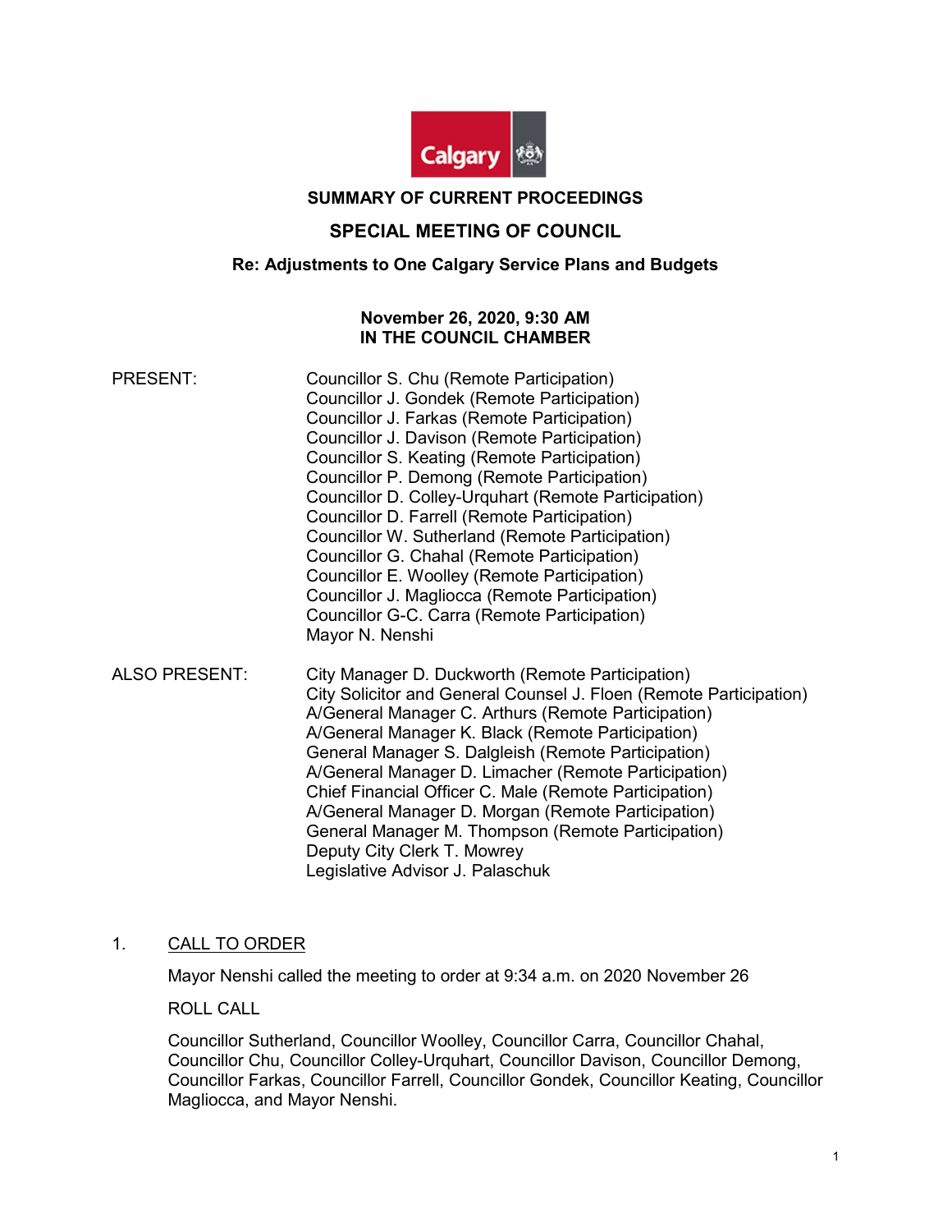**SUMMARY OF CURRENT PROCEEDINGS**

# SPECIAL MEETING OF COUNCIL

**Re: Adjustments to One Calgary Service Plans and Budgets**

**November 26, 2020, 9:30 AM**
**IN THE COUNCIL CHAMBER**

| | |
|---|---|
| PRESENT: | Councillor S. Chu (Remote Participation)<br>Councillor J. Gondek (Remote Participation)<br>Councillor J. Farkas (Remote Participation)<br>Councillor J. Davison (Remote Participation)<br>Councillor S. Keating (Remote Participation)<br>Councillor P. Demong (Remote Participation)<br>Councillor D. Colley-Urquhart (Remote Participation)<br>Councillor D. Farrell (Remote Participation)<br>Councillor W. Sutherland (Remote Participation)<br>Councillor G. Chahal (Remote Participation)<br>Councillor E. Woolley (Remote Participation)<br>Councillor J. Magliocca (Remote Participation)<br>Councillor G-C. Carra (Remote Participation)<br>Mayor N. Nenshi |
| ALSO PRESENT: | City Manager D. Duckworth (Remote Participation)<br>City Solicitor and General Counsel J. Floen (Remote Participation)<br>A/General Manager C. Arthurs (Remote Participation)<br>A/General Manager K. Black (Remote Participation)<br>General Manager S. Dalgleish (Remote Participation)<br>A/General Manager D. Limacher (Remote Participation)<br>Chief Financial Officer C. Male (Remote Participation)<br>A/General Manager D. Morgan (Remote Participation)<br>General Manager M. Thompson (Remote Participation)<br>Deputy City Clerk T. Mowrey<br>Legislative Advisor J. Palaschuk |

1. <u>CALL TO ORDER</u>

   Mayor Nenshi called the meeting to order at 9:34 a.m. on 2020 November 26

   ROLL CALL

   Councillor Sutherland, Councillor Woolley, Councillor Carra, Councillor Chahal, Councillor Chu, Councillor Colley-Urquhart, Councillor Davison, Councillor Demong, Councillor Farkas, Councillor Farrell, Councillor Gondek, Councillor Keating, Councillor Magliocca, and Mayor Nenshi.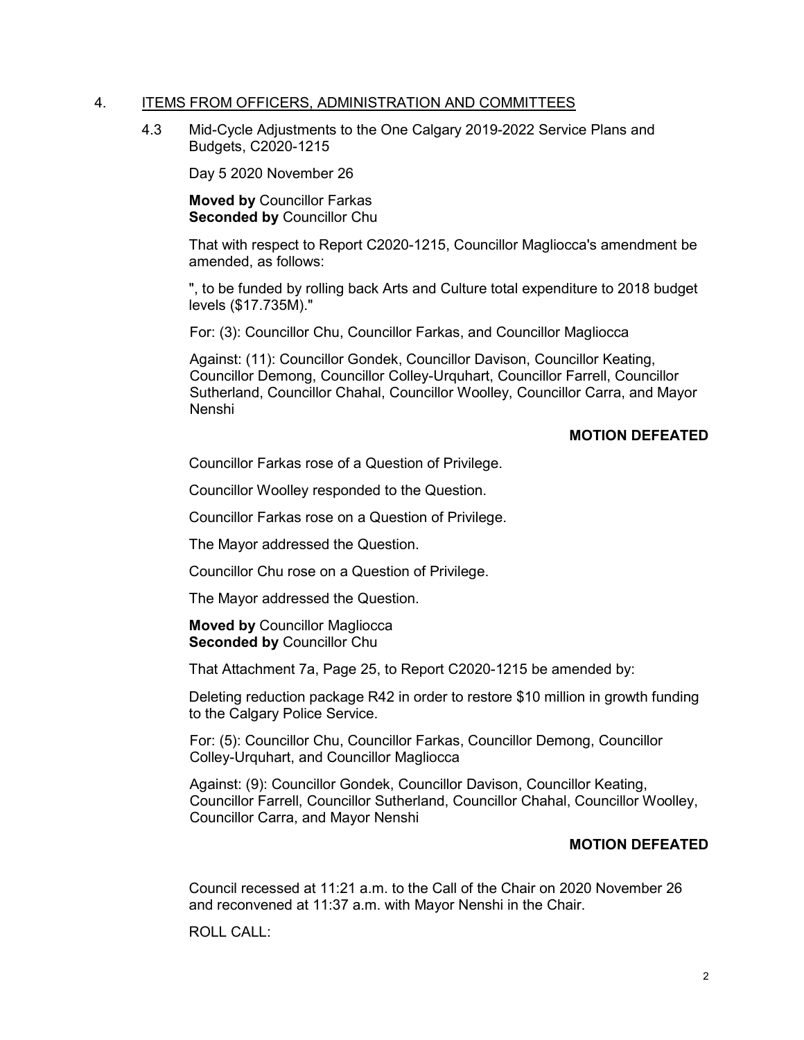## 4. ITEMS FROM OFFICERS, ADMINISTRATION AND COMMITTEES

### 4.3 Mid-Cycle Adjustments to the One Calgary 2019-2022 Service Plans and Budgets, C2020-1215

Day 5 2020 November 26

**Moved by** Councillor Farkas
**Seconded by** Councillor Chu

That with respect to Report C2020-1215, Councillor Magliocca's amendment be amended, as follows:

", to be funded by rolling back Arts and Culture total expenditure to 2018 budget levels ($17.735M)."

For: (3): Councillor Chu, Councillor Farkas, and Councillor Magliocca

Against: (11): Councillor Gondek, Councillor Davison, Councillor Keating, Councillor Demong, Councillor Colley-Urquhart, Councillor Farrell, Councillor Sutherland, Councillor Chahal, Councillor Woolley, Councillor Carra, and Mayor Nenshi

**MOTION DEFEATED**

Councillor Farkas rose of a Question of Privilege.

Councillor Woolley responded to the Question.

Councillor Farkas rose on a Question of Privilege.

The Mayor addressed the Question.

Councillor Chu rose on a Question of Privilege.

The Mayor addressed the Question.

**Moved by** Councillor Magliocca
**Seconded by** Councillor Chu

That Attachment 7a, Page 25, to Report C2020-1215 be amended by:

Deleting reduction package R42 in order to restore $10 million in growth funding to the Calgary Police Service.

For: (5): Councillor Chu, Councillor Farkas, Councillor Demong, Councillor Colley-Urquhart, and Councillor Magliocca

Against: (9): Councillor Gondek, Councillor Davison, Councillor Keating, Councillor Farrell, Councillor Sutherland, Councillor Chahal, Councillor Woolley, Councillor Carra, and Mayor Nenshi

**MOTION DEFEATED**

Council recessed at 11:21 a.m. to the Call of the Chair on 2020 November 26 and reconvened at 11:37 a.m. with Mayor Nenshi in the Chair.

ROLL CALL: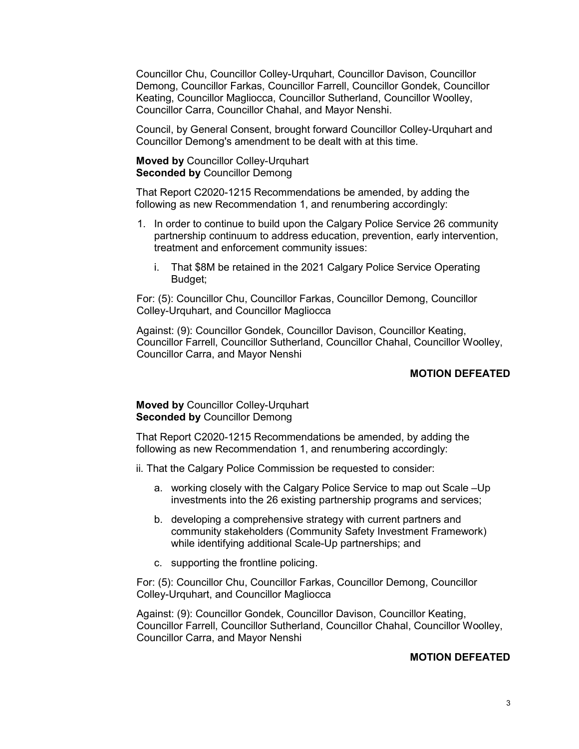Councillor Chu, Councillor Colley-Urquhart, Councillor Davison, Councillor Demong, Councillor Farkas, Councillor Farrell, Councillor Gondek, Councillor Keating, Councillor Magliocca, Councillor Sutherland, Councillor Woolley, Councillor Carra, Councillor Chahal, and Mayor Nenshi.

Council, by General Consent, brought forward Councillor Colley-Urquhart and Councillor Demong's amendment to be dealt with at this time.

**Moved by** Councillor Colley-Urquhart
**Seconded by** Councillor Demong

That Report C2020-1215 Recommendations be amended, by adding the following as new Recommendation 1, and renumbering accordingly:

1. In order to continue to build upon the Calgary Police Service 26 community partnership continuum to address education, prevention, early intervention, treatment and enforcement community issues:
   i. That $8M be retained in the 2021 Calgary Police Service Operating Budget;

For: (5): Councillor Chu, Councillor Farkas, Councillor Demong, Councillor Colley-Urquhart, and Councillor Magliocca

Against: (9): Councillor Gondek, Councillor Davison, Councillor Keating, Councillor Farrell, Councillor Sutherland, Councillor Chahal, Councillor Woolley, Councillor Carra, and Mayor Nenshi

**MOTION DEFEATED**

**Moved by** Councillor Colley-Urquhart
**Seconded by** Councillor Demong

That Report C2020-1215 Recommendations be amended, by adding the following as new Recommendation 1, and renumbering accordingly:

ii. That the Calgary Police Commission be requested to consider:

   a. working closely with the Calgary Police Service to map out Scale –Up investments into the 26 existing partnership programs and services;
   b. developing a comprehensive strategy with current partners and community stakeholders (Community Safety Investment Framework) while identifying additional Scale-Up partnerships; and
   c. supporting the frontline policing.

For: (5): Councillor Chu, Councillor Farkas, Councillor Demong, Councillor Colley-Urquhart, and Councillor Magliocca

Against: (9): Councillor Gondek, Councillor Davison, Councillor Keating, Councillor Farrell, Councillor Sutherland, Councillor Chahal, Councillor Woolley, Councillor Carra, and Mayor Nenshi

**MOTION DEFEATED**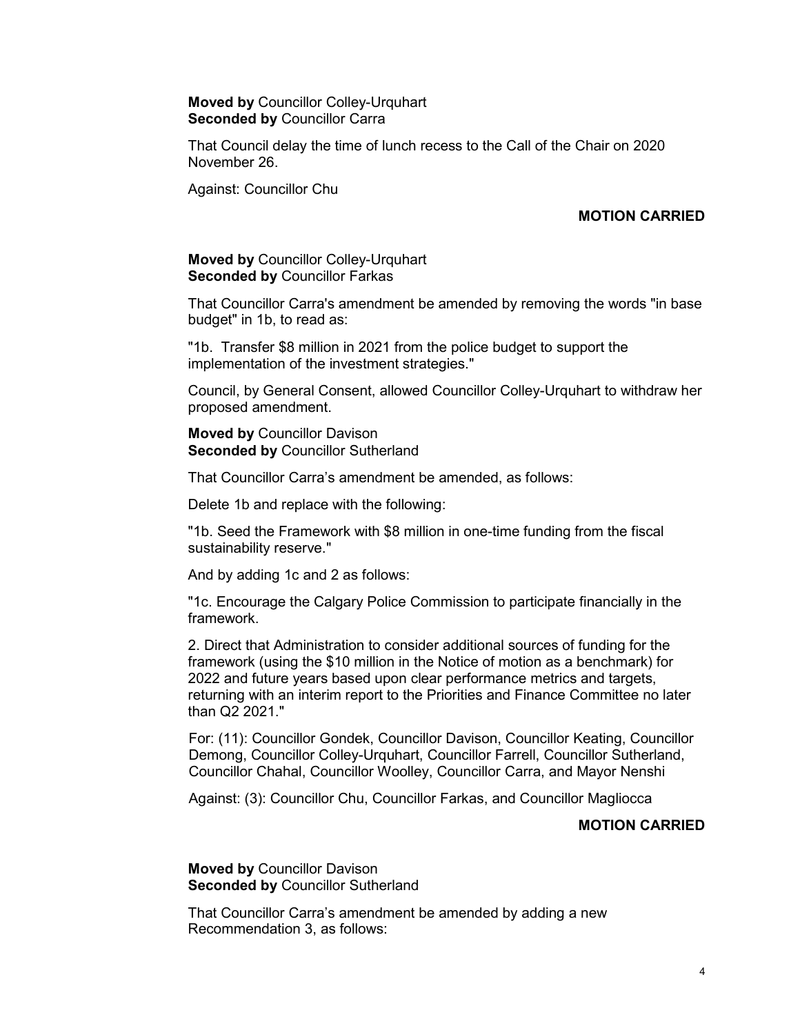**Moved by** Councillor Colley-Urquhart
**Seconded by** Councillor Carra

That Council delay the time of lunch recess to the Call of the Chair on 2020 November 26.

Against: Councillor Chu

**MOTION CARRIED**

**Moved by** Councillor Colley-Urquhart
**Seconded by** Councillor Farkas

That Councillor Carra's amendment be amended by removing the words "in base budget" in 1b, to read as:

"1b. Transfer $8 million in 2021 from the police budget to support the implementation of the investment strategies."

Council, by General Consent, allowed Councillor Colley-Urquhart to withdraw her proposed amendment.

**Moved by** Councillor Davison
**Seconded by** Councillor Sutherland

That Councillor Carra's amendment be amended, as follows:

Delete 1b and replace with the following:

"1b. Seed the Framework with $8 million in one-time funding from the fiscal sustainability reserve."

And by adding 1c and 2 as follows:

"1c. Encourage the Calgary Police Commission to participate financially in the framework.

2. Direct that Administration to consider additional sources of funding for the framework (using the $10 million in the Notice of motion as a benchmark) for 2022 and future years based upon clear performance metrics and targets, returning with an interim report to the Priorities and Finance Committee no later than Q2 2021."

For: (11): Councillor Gondek, Councillor Davison, Councillor Keating, Councillor Demong, Councillor Colley-Urquhart, Councillor Farrell, Councillor Sutherland, Councillor Chahal, Councillor Woolley, Councillor Carra, and Mayor Nenshi

Against: (3): Councillor Chu, Councillor Farkas, and Councillor Magliocca

**MOTION CARRIED**

**Moved by** Councillor Davison
**Seconded by** Councillor Sutherland

That Councillor Carra's amendment be amended by adding a new Recommendation 3, as follows: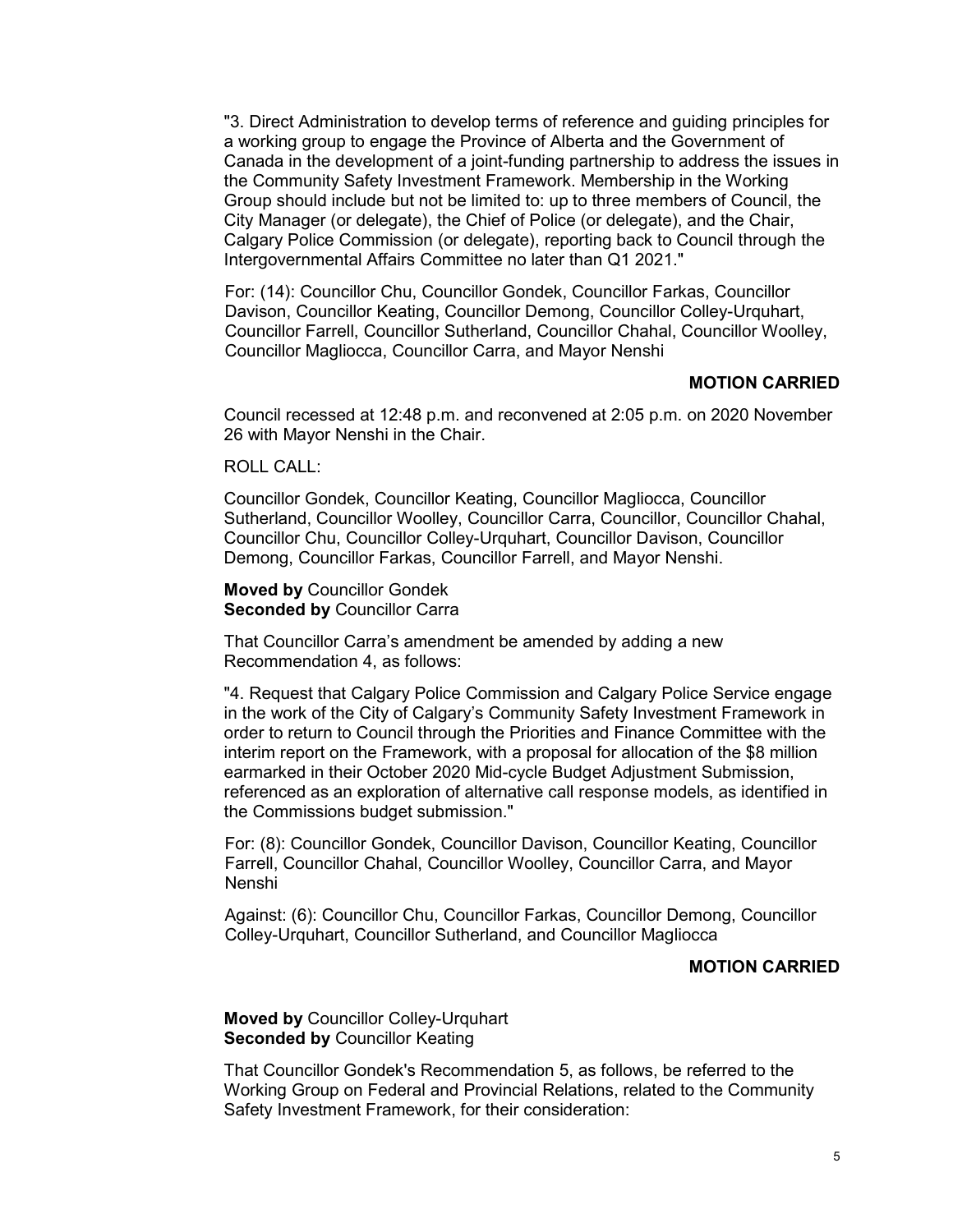"3. Direct Administration to develop terms of reference and guiding principles for a working group to engage the Province of Alberta and the Government of Canada in the development of a joint-funding partnership to address the issues in the Community Safety Investment Framework. Membership in the Working Group should include but not be limited to: up to three members of Council, the City Manager (or delegate), the Chief of Police (or delegate), and the Chair, Calgary Police Commission (or delegate), reporting back to Council through the Intergovernmental Affairs Committee no later than Q1 2021."

For: (14): Councillor Chu, Councillor Gondek, Councillor Farkas, Councillor Davison, Councillor Keating, Councillor Demong, Councillor Colley-Urquhart, Councillor Farrell, Councillor Sutherland, Councillor Chahal, Councillor Woolley, Councillor Magliocca, Councillor Carra, and Mayor Nenshi

**MOTION CARRIED**

Council recessed at 12:48 p.m. and reconvened at 2:05 p.m. on 2020 November 26 with Mayor Nenshi in the Chair.

ROLL CALL:

Councillor Gondek, Councillor Keating, Councillor Magliocca, Councillor Sutherland, Councillor Woolley, Councillor Carra, Councillor, Councillor Chahal, Councillor Chu, Councillor Colley-Urquhart, Councillor Davison, Councillor Demong, Councillor Farkas, Councillor Farrell, and Mayor Nenshi.

**Moved by** Councillor Gondek
**Seconded by** Councillor Carra

That Councillor Carra's amendment be amended by adding a new Recommendation 4, as follows:

"4. Request that Calgary Police Commission and Calgary Police Service engage in the work of the City of Calgary's Community Safety Investment Framework in order to return to Council through the Priorities and Finance Committee with the interim report on the Framework, with a proposal for allocation of the $8 million earmarked in their October 2020 Mid-cycle Budget Adjustment Submission, referenced as an exploration of alternative call response models, as identified in the Commissions budget submission."

For: (8): Councillor Gondek, Councillor Davison, Councillor Keating, Councillor Farrell, Councillor Chahal, Councillor Woolley, Councillor Carra, and Mayor Nenshi

Against: (6): Councillor Chu, Councillor Farkas, Councillor Demong, Councillor Colley-Urquhart, Councillor Sutherland, and Councillor Magliocca

**MOTION CARRIED**

**Moved by** Councillor Colley-Urquhart
**Seconded by** Councillor Keating

That Councillor Gondek's Recommendation 5, as follows, be referred to the Working Group on Federal and Provincial Relations, related to the Community Safety Investment Framework, for their consideration: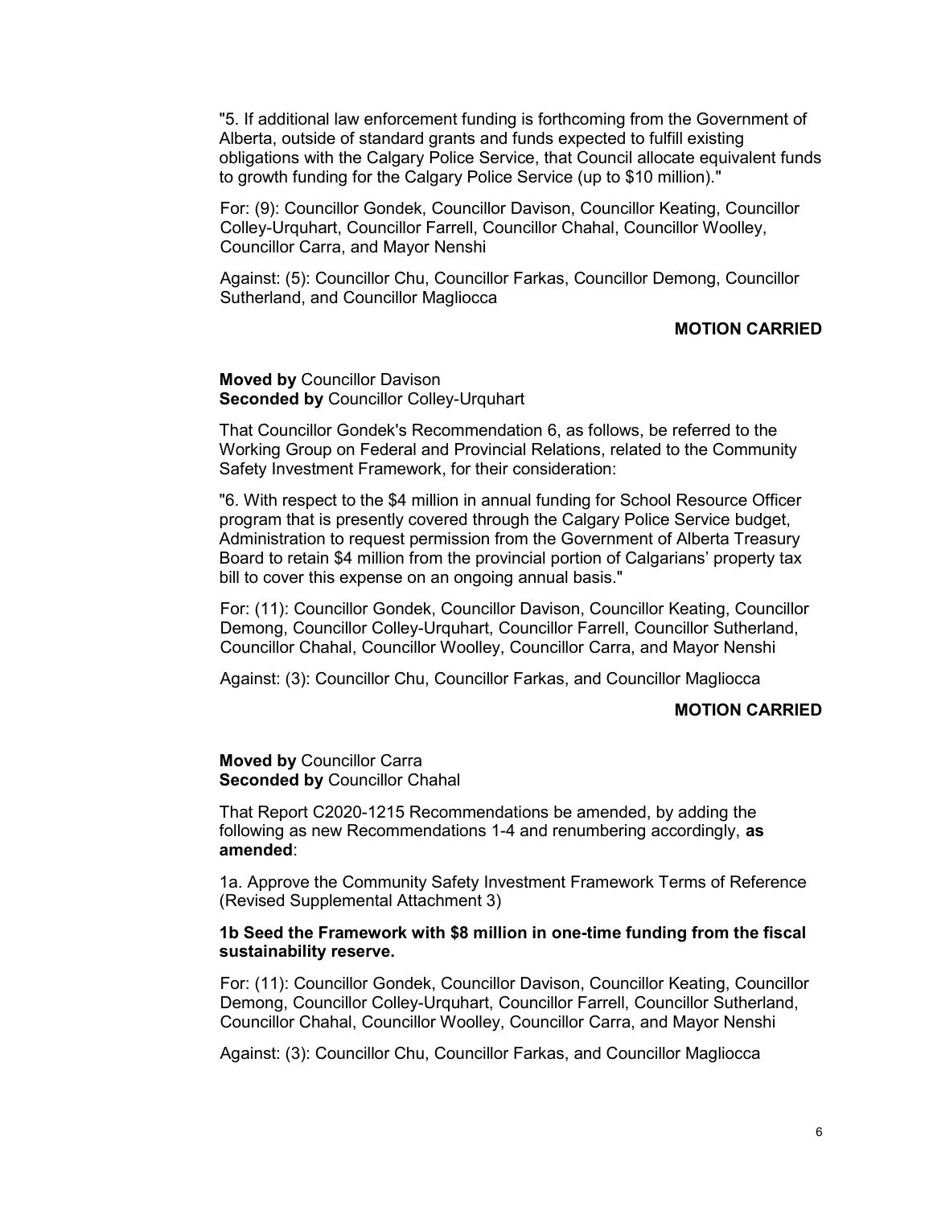"5. If additional law enforcement funding is forthcoming from the Government of Alberta, outside of standard grants and funds expected to fulfill existing obligations with the Calgary Police Service, that Council allocate equivalent funds to growth funding for the Calgary Police Service (up to $10 million)."

For: (9): Councillor Gondek, Councillor Davison, Councillor Keating, Councillor Colley-Urquhart, Councillor Farrell, Councillor Chahal, Councillor Woolley, Councillor Carra, and Mayor Nenshi

Against: (5): Councillor Chu, Councillor Farkas, Councillor Demong, Councillor Sutherland, and Councillor Magliocca

**MOTION CARRIED**

**Moved by** Councillor Davison
**Seconded by** Councillor Colley-Urquhart

That Councillor Gondek's Recommendation 6, as follows, be referred to the Working Group on Federal and Provincial Relations, related to the Community Safety Investment Framework, for their consideration:

"6. With respect to the $4 million in annual funding for School Resource Officer program that is presently covered through the Calgary Police Service budget, Administration to request permission from the Government of Alberta Treasury Board to retain $4 million from the provincial portion of Calgarians' property tax bill to cover this expense on an ongoing annual basis."

For: (11): Councillor Gondek, Councillor Davison, Councillor Keating, Councillor Demong, Councillor Colley-Urquhart, Councillor Farrell, Councillor Sutherland, Councillor Chahal, Councillor Woolley, Councillor Carra, and Mayor Nenshi

Against: (3): Councillor Chu, Councillor Farkas, and Councillor Magliocca

**MOTION CARRIED**

**Moved by** Councillor Carra
**Seconded by** Councillor Chahal

That Report C2020-1215 Recommendations be amended, by adding the following as new Recommendations 1-4 and renumbering accordingly, **as amended**:

1a. Approve the Community Safety Investment Framework Terms of Reference (Revised Supplemental Attachment 3)

**1b Seed the Framework with $8 million in one-time funding from the fiscal sustainability reserve.**

For: (11): Councillor Gondek, Councillor Davison, Councillor Keating, Councillor Demong, Councillor Colley-Urquhart, Councillor Farrell, Councillor Sutherland, Councillor Chahal, Councillor Woolley, Councillor Carra, and Mayor Nenshi

Against: (3): Councillor Chu, Councillor Farkas, and Councillor Magliocca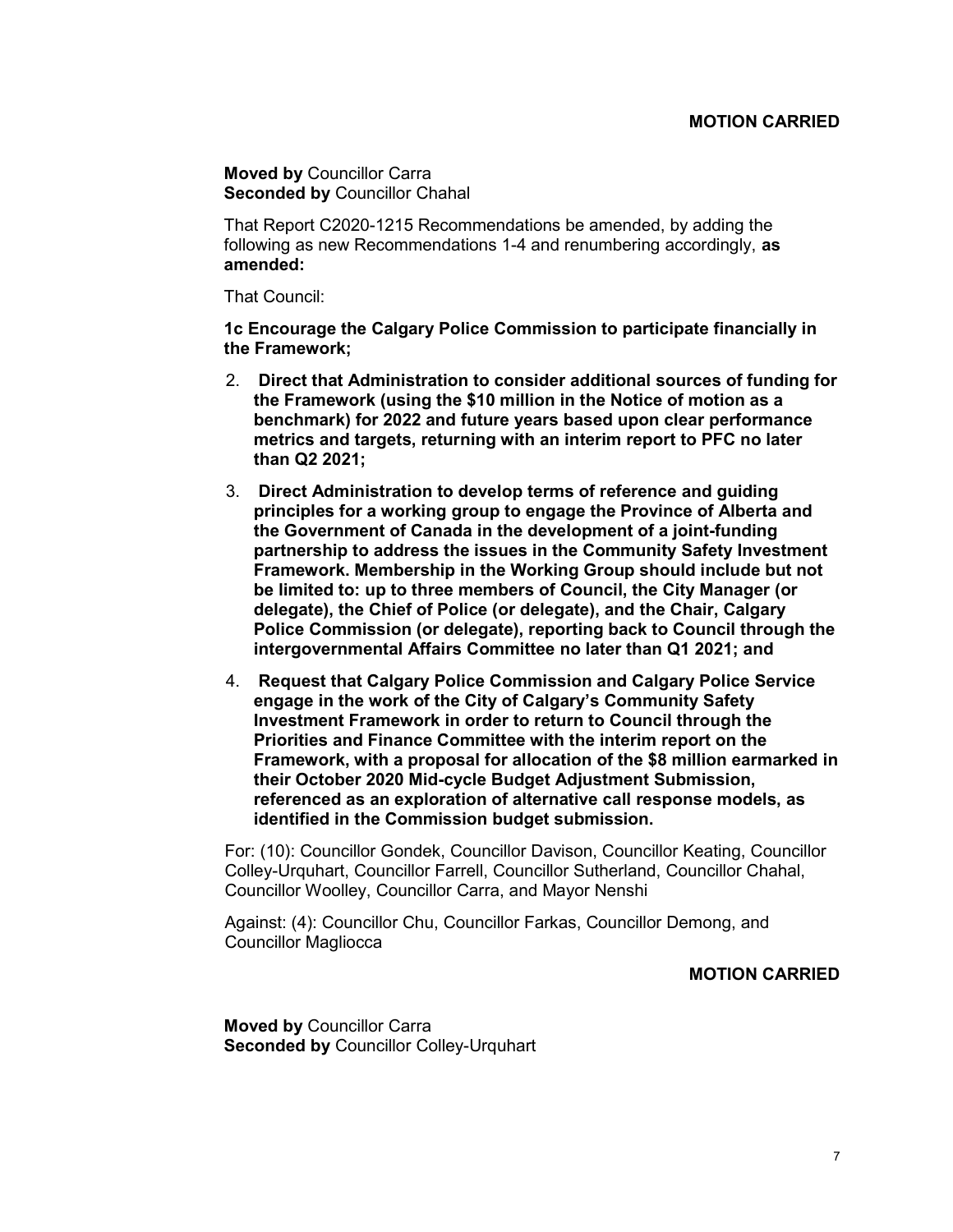**MOTION CARRIED**

**Moved by** Councillor Carra
**Seconded by** Councillor Chahal

That Report C2020-1215 Recommendations be amended, by adding the following as new Recommendations 1-4 and renumbering accordingly, **as amended:**

That Council:

**1c Encourage the Calgary Police Commission to participate financially in the Framework;**

2. **Direct that Administration to consider additional sources of funding for the Framework (using the $10 million in the Notice of motion as a benchmark) for 2022 and future years based upon clear performance metrics and targets, returning with an interim report to PFC no later than Q2 2021;**
3. **Direct Administration to develop terms of reference and guiding principles for a working group to engage the Province of Alberta and the Government of Canada in the development of a joint-funding partnership to address the issues in the Community Safety Investment Framework. Membership in the Working Group should include but not be limited to: up to three members of Council, the City Manager (or delegate), the Chief of Police (or delegate), and the Chair, Calgary Police Commission (or delegate), reporting back to Council through the intergovernmental Affairs Committee no later than Q1 2021; and**
4. **Request that Calgary Police Commission and Calgary Police Service engage in the work of the City of Calgary's Community Safety Investment Framework in order to return to Council through the Priorities and Finance Committee with the interim report on the Framework, with a proposal for allocation of the $8 million earmarked in their October 2020 Mid-cycle Budget Adjustment Submission, referenced as an exploration of alternative call response models, as identified in the Commission budget submission.**

For: (10): Councillor Gondek, Councillor Davison, Councillor Keating, Councillor Colley-Urquhart, Councillor Farrell, Councillor Sutherland, Councillor Chahal, Councillor Woolley, Councillor Carra, and Mayor Nenshi

Against: (4): Councillor Chu, Councillor Farkas, Councillor Demong, and Councillor Magliocca

**MOTION CARRIED**

**Moved by** Councillor Carra
**Seconded by** Councillor Colley-Urquhart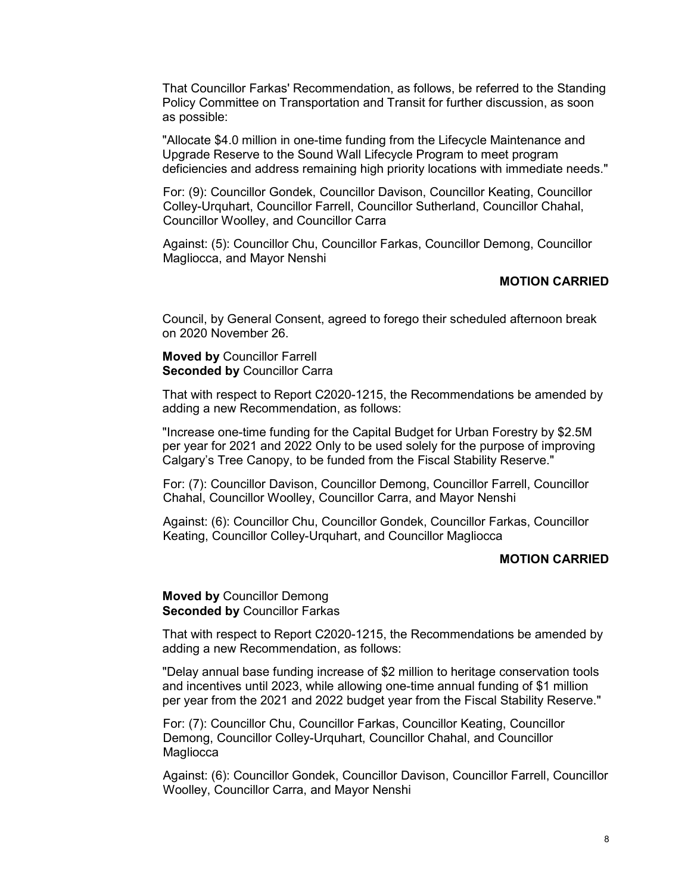That Councillor Farkas' Recommendation, as follows, be referred to the Standing Policy Committee on Transportation and Transit for further discussion, as soon as possible:

"Allocate $4.0 million in one-time funding from the Lifecycle Maintenance and Upgrade Reserve to the Sound Wall Lifecycle Program to meet program deficiencies and address remaining high priority locations with immediate needs."

For: (9): Councillor Gondek, Councillor Davison, Councillor Keating, Councillor Colley-Urquhart, Councillor Farrell, Councillor Sutherland, Councillor Chahal, Councillor Woolley, and Councillor Carra

Against: (5): Councillor Chu, Councillor Farkas, Councillor Demong, Councillor Magliocca, and Mayor Nenshi

**MOTION CARRIED**

Council, by General Consent, agreed to forego their scheduled afternoon break on 2020 November 26.

**Moved by** Councillor Farrell
**Seconded by** Councillor Carra

That with respect to Report C2020-1215, the Recommendations be amended by adding a new Recommendation, as follows:

"Increase one-time funding for the Capital Budget for Urban Forestry by $2.5M per year for 2021 and 2022 Only to be used solely for the purpose of improving Calgary's Tree Canopy, to be funded from the Fiscal Stability Reserve."

For: (7): Councillor Davison, Councillor Demong, Councillor Farrell, Councillor Chahal, Councillor Woolley, Councillor Carra, and Mayor Nenshi

Against: (6): Councillor Chu, Councillor Gondek, Councillor Farkas, Councillor Keating, Councillor Colley-Urquhart, and Councillor Magliocca

**MOTION CARRIED**

**Moved by** Councillor Demong
**Seconded by** Councillor Farkas

That with respect to Report C2020-1215, the Recommendations be amended by adding a new Recommendation, as follows:

"Delay annual base funding increase of $2 million to heritage conservation tools and incentives until 2023, while allowing one-time annual funding of $1 million per year from the 2021 and 2022 budget year from the Fiscal Stability Reserve."

For: (7): Councillor Chu, Councillor Farkas, Councillor Keating, Councillor Demong, Councillor Colley-Urquhart, Councillor Chahal, and Councillor Magliocca

Against: (6): Councillor Gondek, Councillor Davison, Councillor Farrell, Councillor Woolley, Councillor Carra, and Mayor Nenshi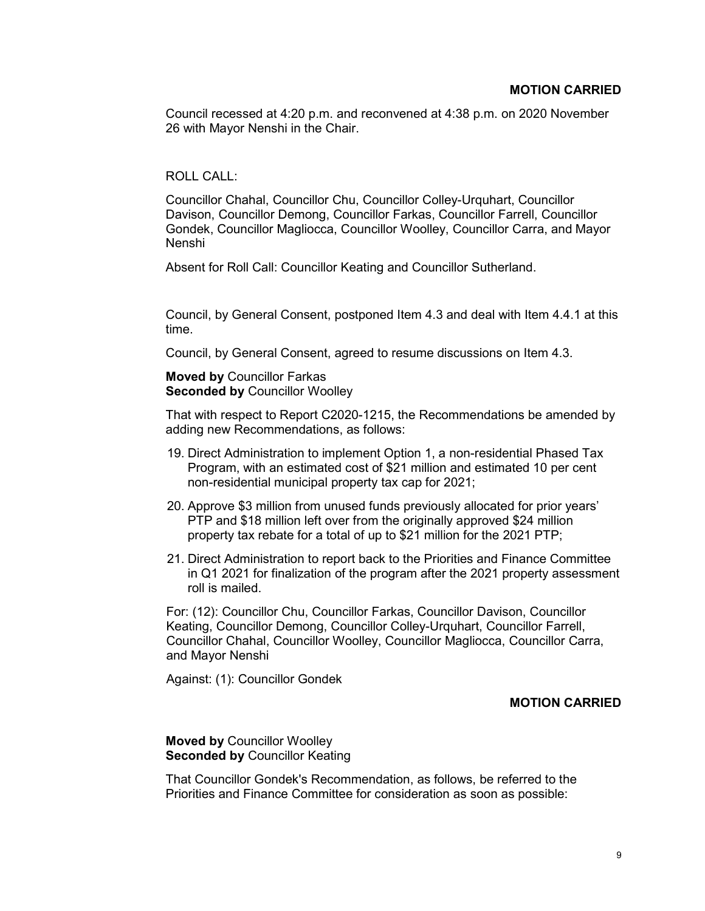**MOTION CARRIED**

Council recessed at 4:20 p.m. and reconvened at 4:38 p.m. on 2020 November 26 with Mayor Nenshi in the Chair.

ROLL CALL:

Councillor Chahal, Councillor Chu, Councillor Colley-Urquhart, Councillor Davison, Councillor Demong, Councillor Farkas, Councillor Farrell, Councillor Gondek, Councillor Magliocca, Councillor Woolley, Councillor Carra, and Mayor Nenshi

Absent for Roll Call: Councillor Keating and Councillor Sutherland.

Council, by General Consent, postponed Item 4.3 and deal with Item 4.4.1 at this time.

Council, by General Consent, agreed to resume discussions on Item 4.3.

**Moved by** Councillor Farkas
**Seconded by** Councillor Woolley

That with respect to Report C2020-1215, the Recommendations be amended by adding new Recommendations, as follows:

19. Direct Administration to implement Option 1, a non-residential Phased Tax Program, with an estimated cost of $21 million and estimated 10 per cent non-residential municipal property tax cap for 2021;
20. Approve $3 million from unused funds previously allocated for prior years' PTP and $18 million left over from the originally approved $24 million property tax rebate for a total of up to $21 million for the 2021 PTP;
21. Direct Administration to report back to the Priorities and Finance Committee in Q1 2021 for finalization of the program after the 2021 property assessment roll is mailed.

For: (12): Councillor Chu, Councillor Farkas, Councillor Davison, Councillor Keating, Councillor Demong, Councillor Colley-Urquhart, Councillor Farrell, Councillor Chahal, Councillor Woolley, Councillor Magliocca, Councillor Carra, and Mayor Nenshi

Against: (1): Councillor Gondek

**MOTION CARRIED**

**Moved by** Councillor Woolley
**Seconded by** Councillor Keating

That Councillor Gondek's Recommendation, as follows, be referred to the Priorities and Finance Committee for consideration as soon as possible: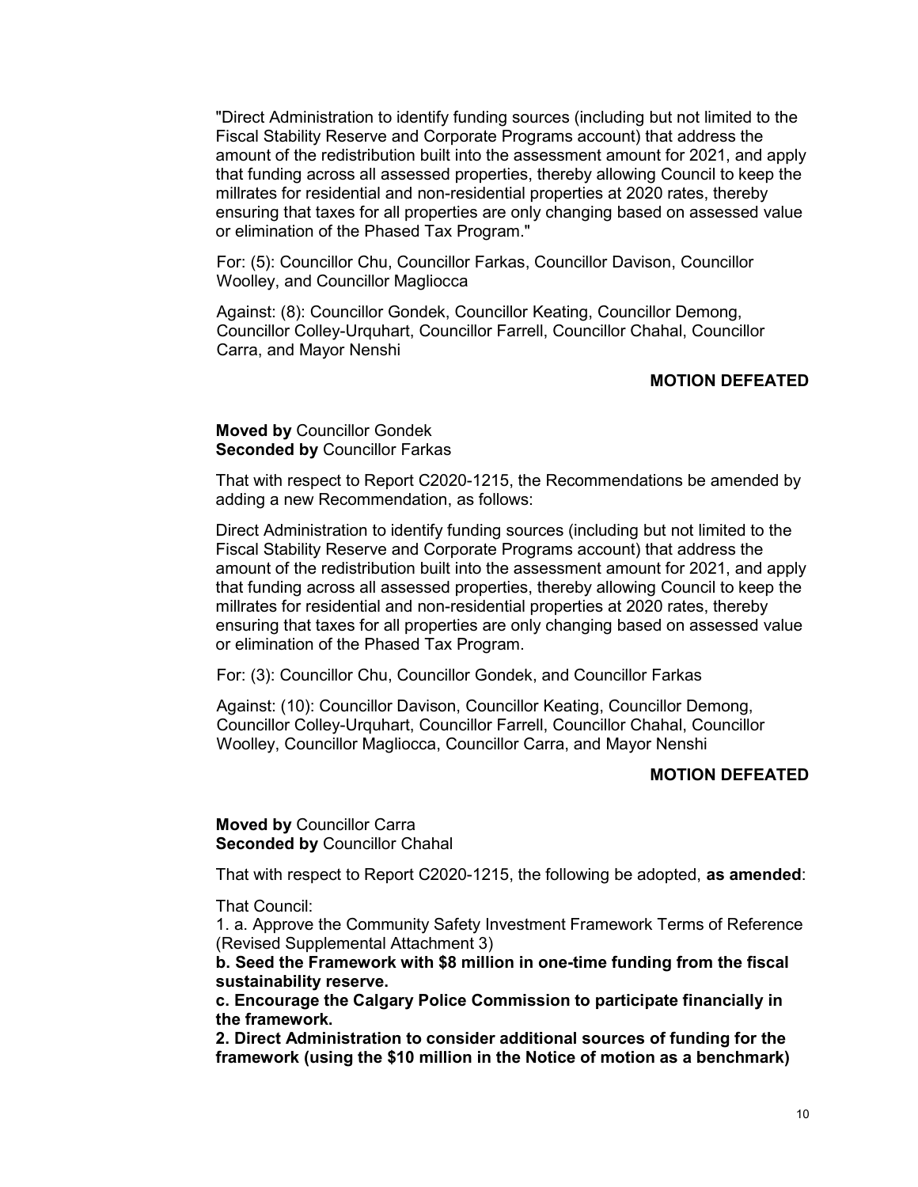"Direct Administration to identify funding sources (including but not limited to the Fiscal Stability Reserve and Corporate Programs account) that address the amount of the redistribution built into the assessment amount for 2021, and apply that funding across all assessed properties, thereby allowing Council to keep the millrates for residential and non-residential properties at 2020 rates, thereby ensuring that taxes for all properties are only changing based on assessed value or elimination of the Phased Tax Program."

For: (5): Councillor Chu, Councillor Farkas, Councillor Davison, Councillor Woolley, and Councillor Magliocca

Against: (8): Councillor Gondek, Councillor Keating, Councillor Demong, Councillor Colley-Urquhart, Councillor Farrell, Councillor Chahal, Councillor Carra, and Mayor Nenshi

**MOTION DEFEATED**

**Moved by** Councillor Gondek
**Seconded by** Councillor Farkas

That with respect to Report C2020-1215, the Recommendations be amended by adding a new Recommendation, as follows:

Direct Administration to identify funding sources (including but not limited to the Fiscal Stability Reserve and Corporate Programs account) that address the amount of the redistribution built into the assessment amount for 2021, and apply that funding across all assessed properties, thereby allowing Council to keep the millrates for residential and non-residential properties at 2020 rates, thereby ensuring that taxes for all properties are only changing based on assessed value or elimination of the Phased Tax Program.

For: (3): Councillor Chu, Councillor Gondek, and Councillor Farkas

Against: (10): Councillor Davison, Councillor Keating, Councillor Demong, Councillor Colley-Urquhart, Councillor Farrell, Councillor Chahal, Councillor Woolley, Councillor Magliocca, Councillor Carra, and Mayor Nenshi

**MOTION DEFEATED**

**Moved by** Councillor Carra
**Seconded by** Councillor Chahal

That with respect to Report C2020-1215, the following be adopted, **as amended**:

That Council:

1. a. Approve the Community Safety Investment Framework Terms of Reference (Revised Supplemental Attachment 3)

**b. Seed the Framework with $8 million in one-time funding from the fiscal sustainability reserve.**

**c. Encourage the Calgary Police Commission to participate financially in the framework.**

**2. Direct Administration to consider additional sources of funding for the framework (using the $10 million in the Notice of motion as a benchmark)**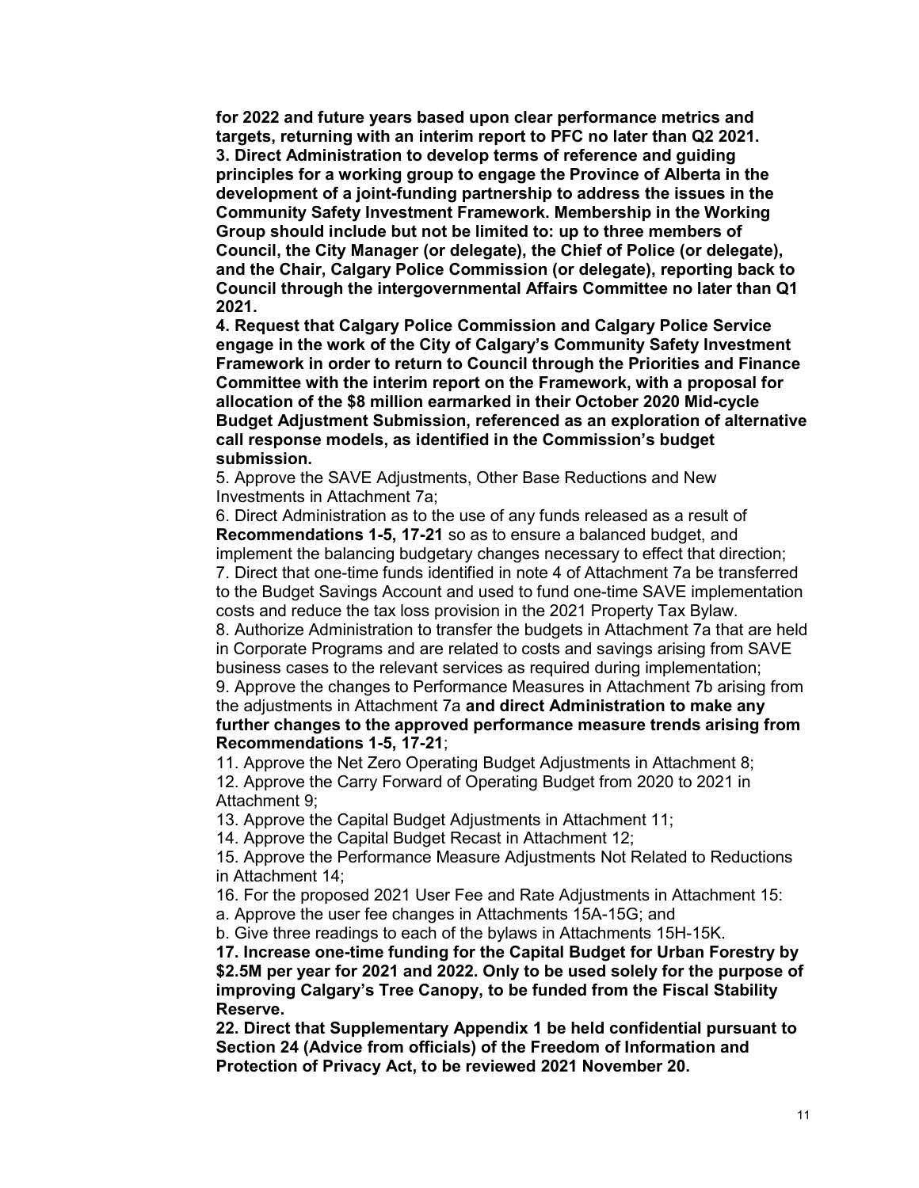**for 2022 and future years based upon clear performance metrics and targets, returning with an interim report to PFC no later than Q2 2021.**

**3. Direct Administration to develop terms of reference and guiding principles for a working group to engage the Province of Alberta in the development of a joint-funding partnership to address the issues in the Community Safety Investment Framework. Membership in the Working Group should include but not be limited to: up to three members of Council, the City Manager (or delegate), the Chief of Police (or delegate), and the Chair, Calgary Police Commission (or delegate), reporting back to Council through the intergovernmental Affairs Committee no later than Q1 2021.**

**4. Request that Calgary Police Commission and Calgary Police Service engage in the work of the City of Calgary's Community Safety Investment Framework in order to return to Council through the Priorities and Finance Committee with the interim report on the Framework, with a proposal for allocation of the $8 million earmarked in their October 2020 Mid-cycle Budget Adjustment Submission, referenced as an exploration of alternative call response models, as identified in the Commission's budget submission.**

5. Approve the SAVE Adjustments, Other Base Reductions and New Investments in Attachment 7a;

6. Direct Administration as to the use of any funds released as a result of **Recommendations 1-5, 17-21** so as to ensure a balanced budget, and implement the balancing budgetary changes necessary to effect that direction;

7. Direct that one-time funds identified in note 4 of Attachment 7a be transferred to the Budget Savings Account and used to fund one-time SAVE implementation costs and reduce the tax loss provision in the 2021 Property Tax Bylaw.

8. Authorize Administration to transfer the budgets in Attachment 7a that are held in Corporate Programs and are related to costs and savings arising from SAVE business cases to the relevant services as required during implementation;

9. Approve the changes to Performance Measures in Attachment 7b arising from the adjustments in Attachment 7a **and direct Administration to make any further changes to the approved performance measure trends arising from Recommendations 1-5, 17-21**;

11. Approve the Net Zero Operating Budget Adjustments in Attachment 8;

12. Approve the Carry Forward of Operating Budget from 2020 to 2021 in Attachment 9;

13. Approve the Capital Budget Adjustments in Attachment 11;

14. Approve the Capital Budget Recast in Attachment 12;

15. Approve the Performance Measure Adjustments Not Related to Reductions in Attachment 14;

16. For the proposed 2021 User Fee and Rate Adjustments in Attachment 15:

a. Approve the user fee changes in Attachments 15A-15G; and

b. Give three readings to each of the bylaws in Attachments 15H-15K.

**17. Increase one-time funding for the Capital Budget for Urban Forestry by $2.5M per year for 2021 and 2022. Only to be used solely for the purpose of improving Calgary's Tree Canopy, to be funded from the Fiscal Stability Reserve.**

**22. Direct that Supplementary Appendix 1 be held confidential pursuant to Section 24 (Advice from officials) of the Freedom of Information and Protection of Privacy Act, to be reviewed 2021 November 20.**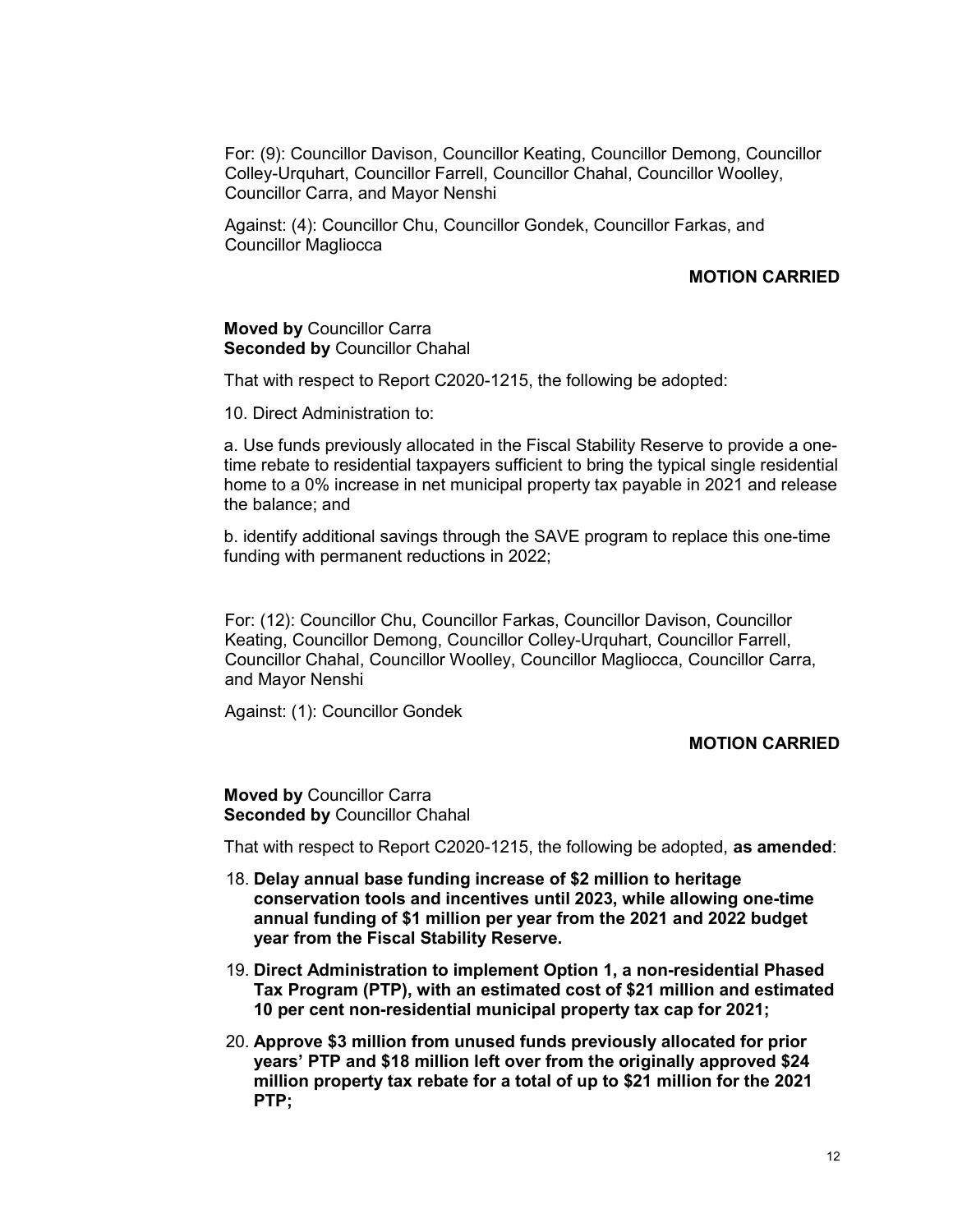For: (9): Councillor Davison, Councillor Keating, Councillor Demong, Councillor Colley-Urquhart, Councillor Farrell, Councillor Chahal, Councillor Woolley, Councillor Carra, and Mayor Nenshi

Against: (4): Councillor Chu, Councillor Gondek, Councillor Farkas, and Councillor Magliocca

**MOTION CARRIED**

**Moved by** Councillor Carra
**Seconded by** Councillor Chahal

That with respect to Report C2020-1215, the following be adopted:

10. Direct Administration to:

a. Use funds previously allocated in the Fiscal Stability Reserve to provide a one-time rebate to residential taxpayers sufficient to bring the typical single residential home to a 0% increase in net municipal property tax payable in 2021 and release the balance; and

b. identify additional savings through the SAVE program to replace this one-time funding with permanent reductions in 2022;

For: (12): Councillor Chu, Councillor Farkas, Councillor Davison, Councillor Keating, Councillor Demong, Councillor Colley-Urquhart, Councillor Farrell, Councillor Chahal, Councillor Woolley, Councillor Magliocca, Councillor Carra, and Mayor Nenshi

Against: (1): Councillor Gondek

**MOTION CARRIED**

**Moved by** Councillor Carra
**Seconded by** Councillor Chahal

That with respect to Report C2020-1215, the following be adopted, **as amended**:

18. **Delay annual base funding increase of $2 million to heritage conservation tools and incentives until 2023, while allowing one-time annual funding of $1 million per year from the 2021 and 2022 budget year from the Fiscal Stability Reserve.**
19. **Direct Administration to implement Option 1, a non-residential Phased Tax Program (PTP), with an estimated cost of $21 million and estimated 10 per cent non-residential municipal property tax cap for 2021;**
20. **Approve $3 million from unused funds previously allocated for prior years' PTP and $18 million left over from the originally approved $24 million property tax rebate for a total of up to $21 million for the 2021 PTP;**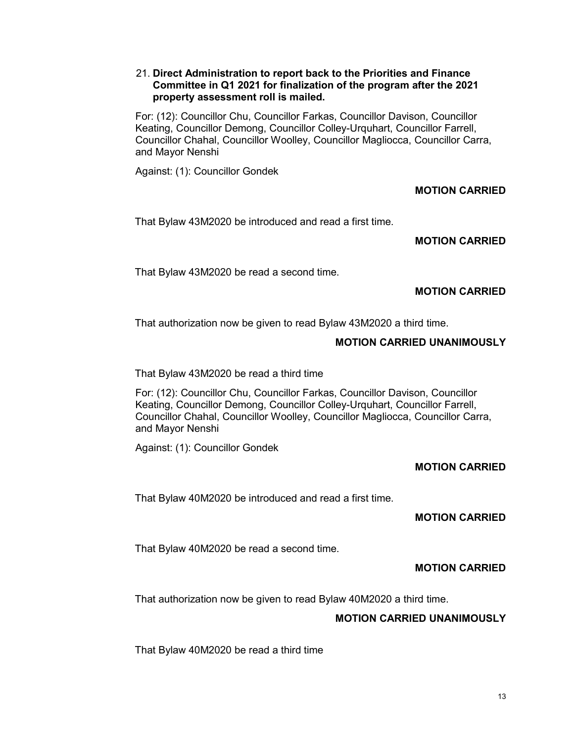21. **Direct Administration to report back to the Priorities and Finance Committee in Q1 2021 for finalization of the program after the 2021 property assessment roll is mailed.**

For: (12): Councillor Chu, Councillor Farkas, Councillor Davison, Councillor Keating, Councillor Demong, Councillor Colley-Urquhart, Councillor Farrell, Councillor Chahal, Councillor Woolley, Councillor Magliocca, Councillor Carra, and Mayor Nenshi

Against: (1): Councillor Gondek

**MOTION CARRIED**

That Bylaw 43M2020 be introduced and read a first time.

**MOTION CARRIED**

That Bylaw 43M2020 be read a second time.

**MOTION CARRIED**

That authorization now be given to read Bylaw 43M2020 a third time.

**MOTION CARRIED UNANIMOUSLY**

That Bylaw 43M2020 be read a third time

For: (12): Councillor Chu, Councillor Farkas, Councillor Davison, Councillor Keating, Councillor Demong, Councillor Colley-Urquhart, Councillor Farrell, Councillor Chahal, Councillor Woolley, Councillor Magliocca, Councillor Carra, and Mayor Nenshi

Against: (1): Councillor Gondek

**MOTION CARRIED**

That Bylaw 40M2020 be introduced and read a first time.

**MOTION CARRIED**

That Bylaw 40M2020 be read a second time.

**MOTION CARRIED**

That authorization now be given to read Bylaw 40M2020 a third time.

**MOTION CARRIED UNANIMOUSLY**

That Bylaw 40M2020 be read a third time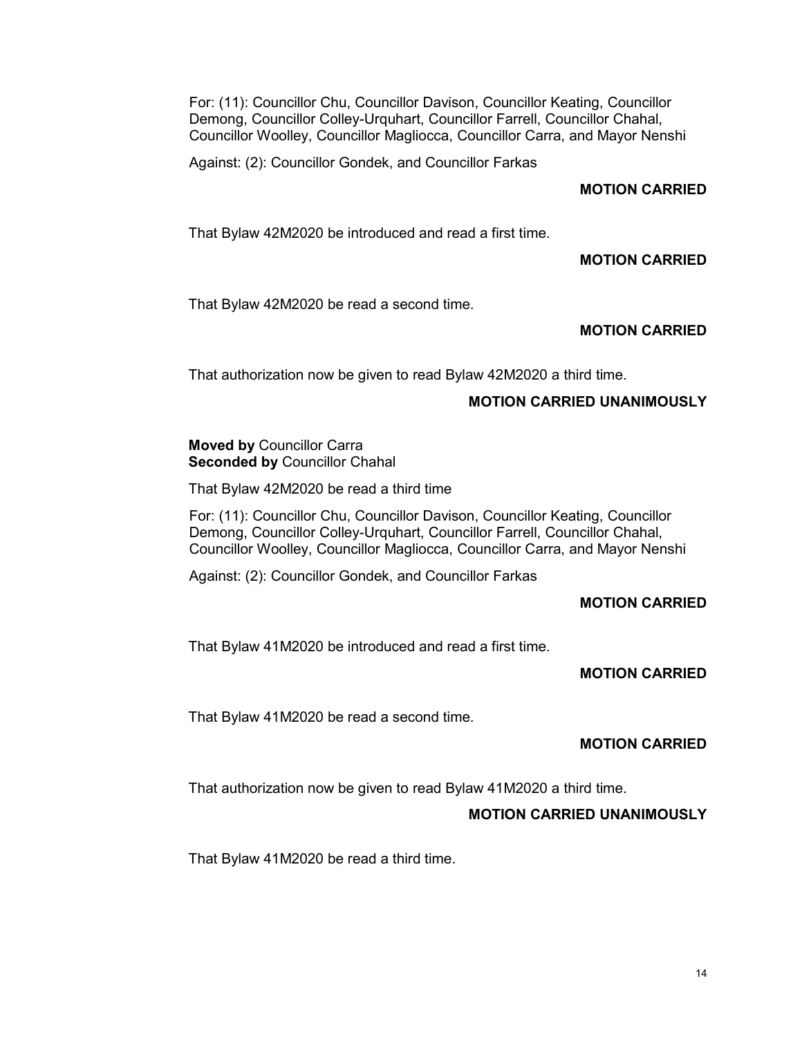For: (11): Councillor Chu, Councillor Davison, Councillor Keating, Councillor Demong, Councillor Colley-Urquhart, Councillor Farrell, Councillor Chahal, Councillor Woolley, Councillor Magliocca, Councillor Carra, and Mayor Nenshi

Against: (2): Councillor Gondek, and Councillor Farkas

**MOTION CARRIED**

That Bylaw 42M2020 be introduced and read a first time.

**MOTION CARRIED**

That Bylaw 42M2020 be read a second time.

**MOTION CARRIED**

That authorization now be given to read Bylaw 42M2020 a third time.

**MOTION CARRIED UNANIMOUSLY**

**Moved by** Councillor Carra
**Seconded by** Councillor Chahal

That Bylaw 42M2020 be read a third time

For: (11): Councillor Chu, Councillor Davison, Councillor Keating, Councillor Demong, Councillor Colley-Urquhart, Councillor Farrell, Councillor Chahal, Councillor Woolley, Councillor Magliocca, Councillor Carra, and Mayor Nenshi

Against: (2): Councillor Gondek, and Councillor Farkas

**MOTION CARRIED**

That Bylaw 41M2020 be introduced and read a first time.

**MOTION CARRIED**

That Bylaw 41M2020 be read a second time.

**MOTION CARRIED**

That authorization now be given to read Bylaw 41M2020 a third time.

**MOTION CARRIED UNANIMOUSLY**

That Bylaw 41M2020 be read a third time.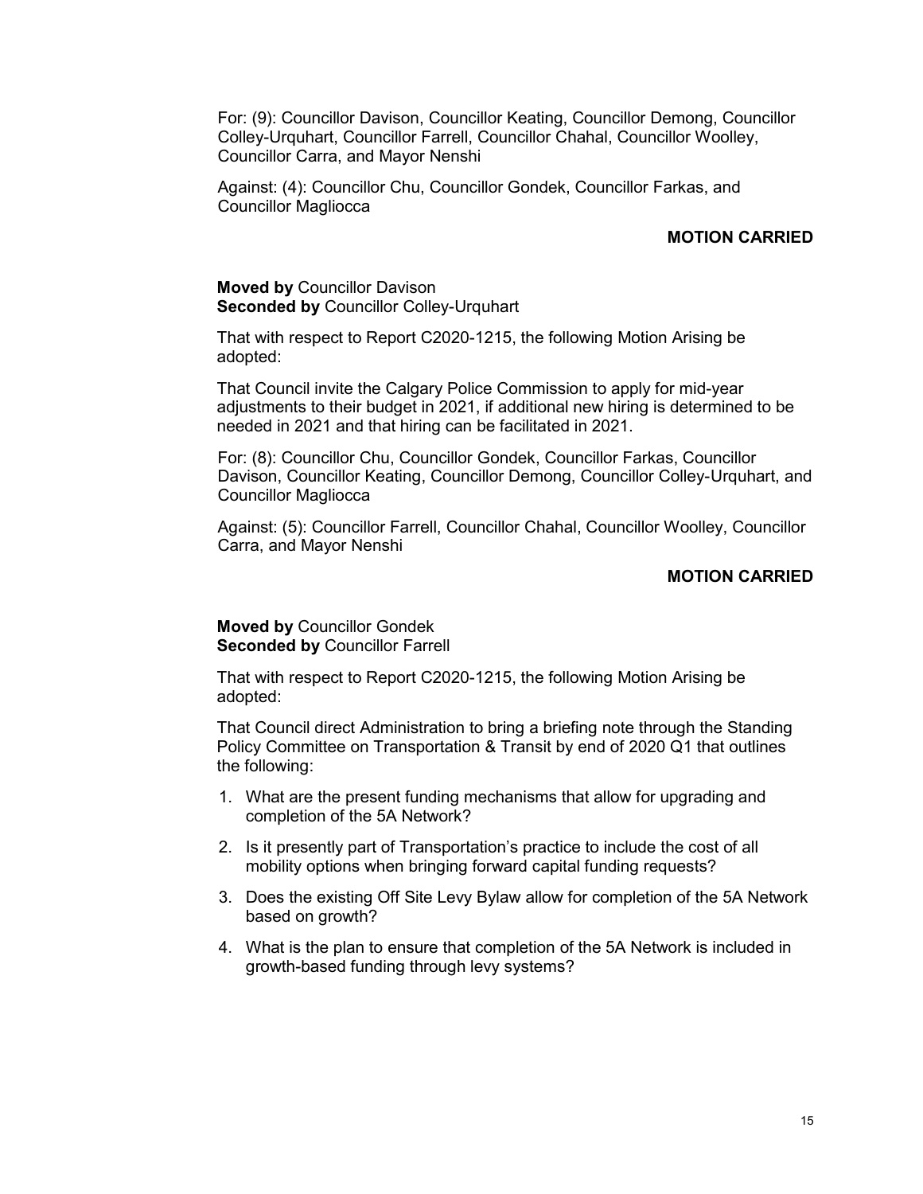For: (9): Councillor Davison, Councillor Keating, Councillor Demong, Councillor Colley-Urquhart, Councillor Farrell, Councillor Chahal, Councillor Woolley, Councillor Carra, and Mayor Nenshi

Against: (4): Councillor Chu, Councillor Gondek, Councillor Farkas, and Councillor Magliocca

**MOTION CARRIED**

**Moved by** Councillor Davison
**Seconded by** Councillor Colley-Urquhart

That with respect to Report C2020-1215, the following Motion Arising be adopted:

That Council invite the Calgary Police Commission to apply for mid-year adjustments to their budget in 2021, if additional new hiring is determined to be needed in 2021 and that hiring can be facilitated in 2021.

For: (8): Councillor Chu, Councillor Gondek, Councillor Farkas, Councillor Davison, Councillor Keating, Councillor Demong, Councillor Colley-Urquhart, and Councillor Magliocca

Against: (5): Councillor Farrell, Councillor Chahal, Councillor Woolley, Councillor Carra, and Mayor Nenshi

**MOTION CARRIED**

**Moved by** Councillor Gondek
**Seconded by** Councillor Farrell

That with respect to Report C2020-1215, the following Motion Arising be adopted:

That Council direct Administration to bring a briefing note through the Standing Policy Committee on Transportation & Transit by end of 2020 Q1 that outlines the following:

1. What are the present funding mechanisms that allow for upgrading and completion of the 5A Network?
2. Is it presently part of Transportation's practice to include the cost of all mobility options when bringing forward capital funding requests?
3. Does the existing Off Site Levy Bylaw allow for completion of the 5A Network based on growth?
4. What is the plan to ensure that completion of the 5A Network is included in growth-based funding through levy systems?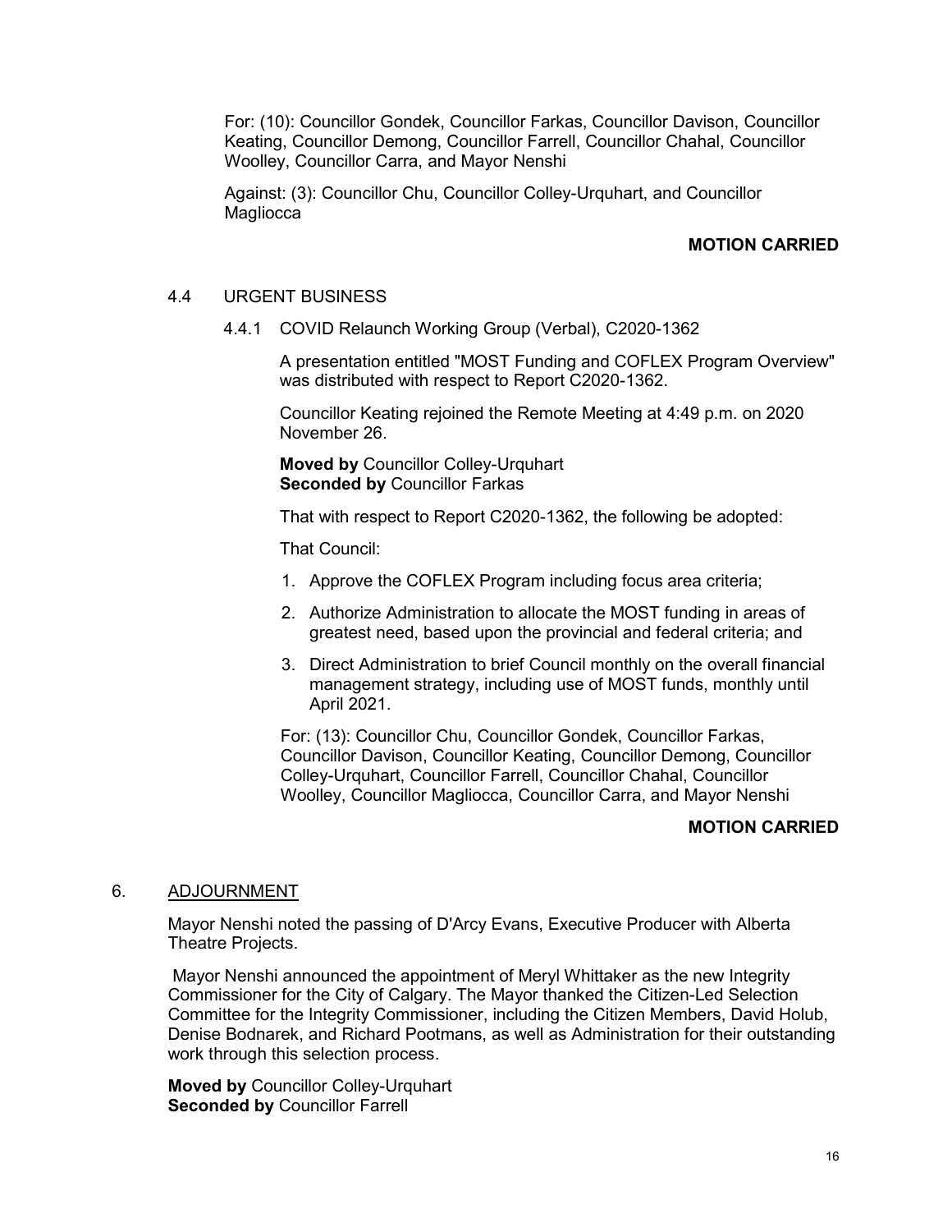For: (10): Councillor Gondek, Councillor Farkas, Councillor Davison, Councillor Keating, Councillor Demong, Councillor Farrell, Councillor Chahal, Councillor Woolley, Councillor Carra, and Mayor Nenshi

Against: (3): Councillor Chu, Councillor Colley-Urquhart, and Councillor Magliocca

**MOTION CARRIED**

4.4 URGENT BUSINESS

4.4.1 COVID Relaunch Working Group (Verbal), C2020-1362

A presentation entitled "MOST Funding and COFLEX Program Overview" was distributed with respect to Report C2020-1362.

Councillor Keating rejoined the Remote Meeting at 4:49 p.m. on 2020 November 26.

**Moved by** Councillor Colley-Urquhart
**Seconded by** Councillor Farkas

That with respect to Report C2020-1362, the following be adopted:

That Council:

1. Approve the COFLEX Program including focus area criteria;
2. Authorize Administration to allocate the MOST funding in areas of greatest need, based upon the provincial and federal criteria; and
3. Direct Administration to brief Council monthly on the overall financial management strategy, including use of MOST funds, monthly until April 2021.

For: (13): Councillor Chu, Councillor Gondek, Councillor Farkas, Councillor Davison, Councillor Keating, Councillor Demong, Councillor Colley-Urquhart, Councillor Farrell, Councillor Chahal, Councillor Woolley, Councillor Magliocca, Councillor Carra, and Mayor Nenshi

**MOTION CARRIED**

## 6. ADJOURNMENT

Mayor Nenshi noted the passing of D'Arcy Evans, Executive Producer with Alberta Theatre Projects.

Mayor Nenshi announced the appointment of Meryl Whittaker as the new Integrity Commissioner for the City of Calgary. The Mayor thanked the Citizen-Led Selection Committee for the Integrity Commissioner, including the Citizen Members, David Holub, Denise Bodnarek, and Richard Pootmans, as well as Administration for their outstanding work through this selection process.

**Moved by** Councillor Colley-Urquhart
**Seconded by** Councillor Farrell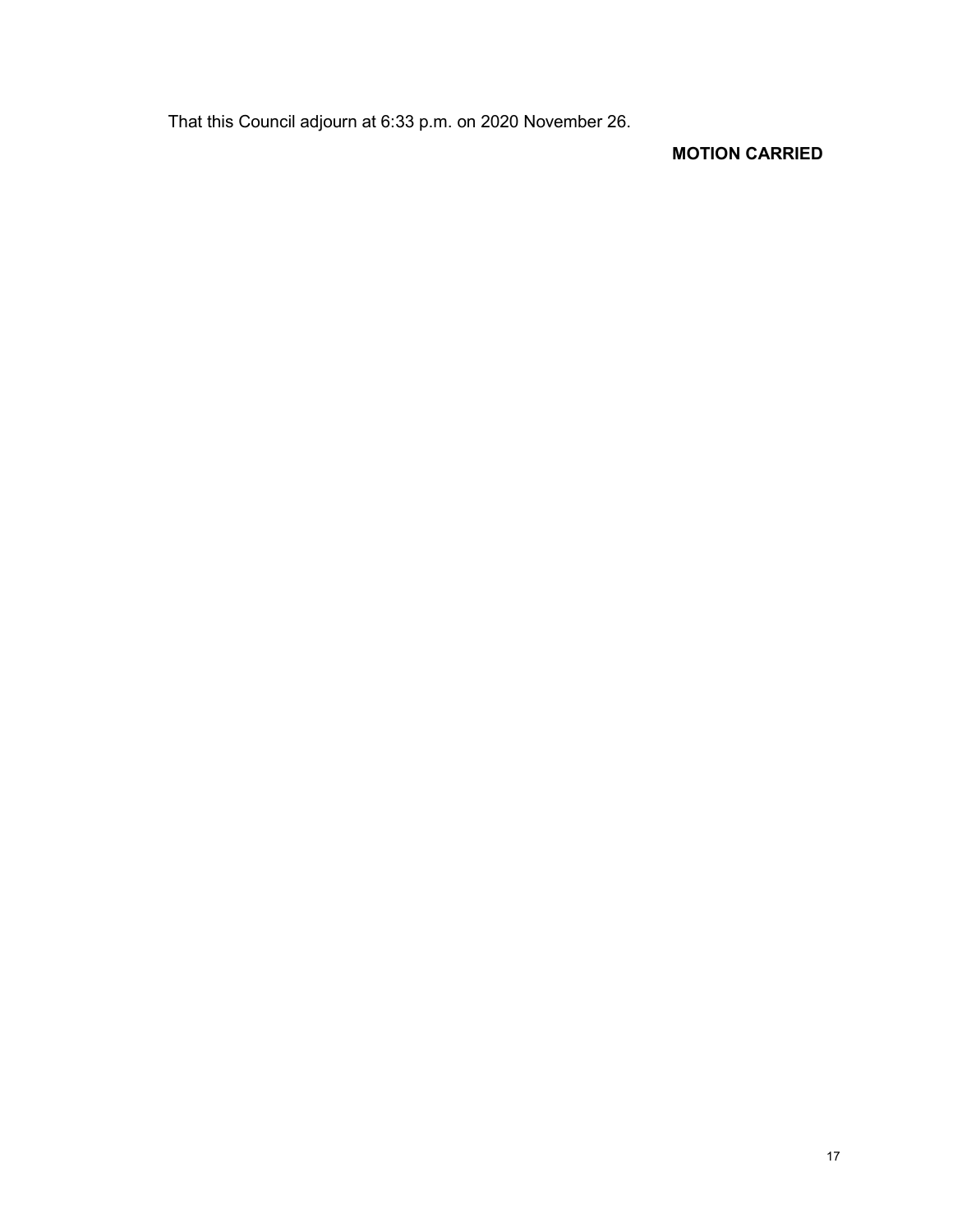That this Council adjourn at 6:33 p.m. on 2020 November 26.

**MOTION CARRIED**